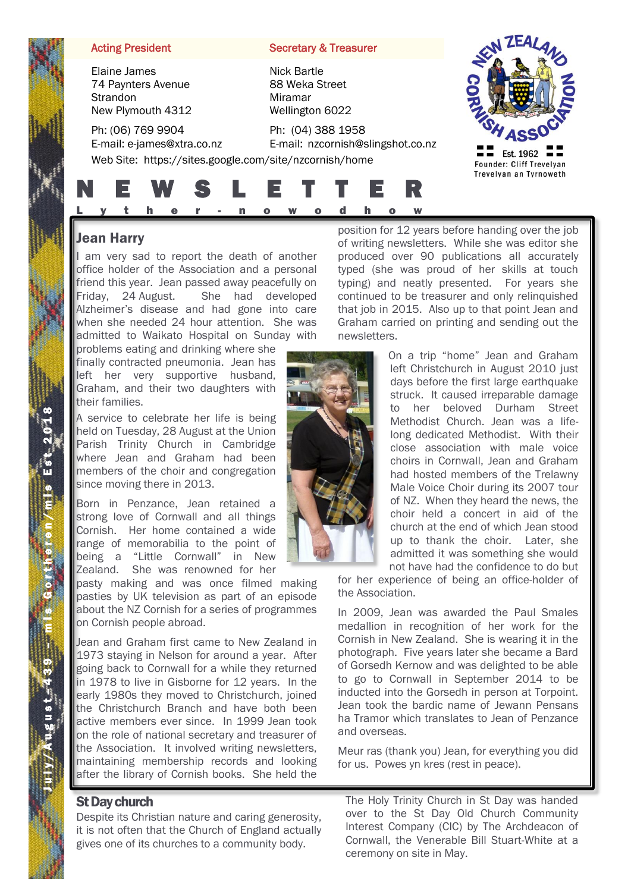**Acting President**

Elaine James
74 Paynters Avenue
Strandon
New Plymouth 4312

Ph: (06) 769 9904
E-mail: e-james@xtra.co.nz

**Secretary & Treasurer**

Nick Bartle
88 Weka Street
Miramar
Wellington 6022

Ph: (04) 388 1958
E-mail: nzcornish@slingshot.co.nz

Web Site: https://sites.google.com/site/nzcornish/home

NEW ZEALAND CORNISH ASSOCIATION
Est. 1962
Founder: Cliff Trevelyan
Trevelyan an Tyrnoweth

# NEWSLETTER

Lyther-nowodhow

July/August–439 – mis Gortheren/mis Est 2018

## Jean Harry

I am very sad to report the death of another office holder of the Association and a personal friend this year. Jean passed away peacefully on Friday, 24 August. She had developed Alzheimer's disease and had gone into care when she needed 24 hour attention. She was admitted to Waikato Hospital on Sunday with problems eating and drinking where she finally contracted pneumonia. Jean has left her very supportive husband, Graham, and their two daughters with their families.

A service to celebrate her life is being held on Tuesday, 28 August at the Union Parish Trinity Church in Cambridge where Jean and Graham had been members of the choir and congregation since moving there in 2013.

Born in Penzance, Jean retained a strong love of Cornwall and all things Cornish. Her home contained a wide range of memorabilia to the point of being a "Little Cornwall" in New Zealand. She was renowned for her pasty making and was once filmed making pasties by UK television as part of an episode about the NZ Cornish for a series of programmes on Cornish people abroad.

Jean and Graham first came to New Zealand in 1973 staying in Nelson for around a year. After going back to Cornwall for a while they returned in 1978 to live in Gisborne for 12 years. In the early 1980s they moved to Christchurch, joined the Christchurch Branch and have both been active members ever since. In 1999 Jean took on the role of national secretary and treasurer of the Association. It involved writing newsletters, maintaining membership records and looking after the library of Cornish books. She held the position for 12 years before handing over the job of writing newsletters. While she was editor she produced over 90 publications all accurately typed (she was proud of her skills at touch typing) and neatly presented. For years she continued to be treasurer and only relinquished that job in 2015. Also up to that point Jean and Graham carried on printing and sending out the newsletters.

On a trip "home" Jean and Graham left Christchurch in August 2010 just days before the first large earthquake struck. It caused irreparable damage to her beloved Durham Street Methodist Church. Jean was a life-long dedicated Methodist. With their close association with male voice choirs in Cornwall, Jean and Graham had hosted members of the Trelawny Male Voice Choir during its 2007 tour of NZ. When they heard the news, the choir held a concert in aid of the church at the end of which Jean stood up to thank the choir. Later, she admitted it was something she would not have had the confidence to do but for her experience of being an office-holder of the Association.

In 2009, Jean was awarded the Paul Smales medallion in recognition of her work for the Cornish in New Zealand. She is wearing it in the photograph. Five years later she became a Bard of Gorsedh Kernow and was delighted to be able to go to Cornwall in September 2014 to be inducted into the Gorsedh in person at Torpoint. Jean took the bardic name of Jewann Pensans ha Tramor which translates to Jean of Penzance and overseas.

Meur ras (thank you) Jean, for everything you did for us. Powes yn kres (rest in peace).

## St Day church

Despite its Christian nature and caring generosity, it is not often that the Church of England actually gives one of its churches to a community body.

The Holy Trinity Church in St Day was handed over to the St Day Old Church Community Interest Company (CIC) by The Archdeacon of Cornwall, the Venerable Bill Stuart-White at a ceremony on site in May.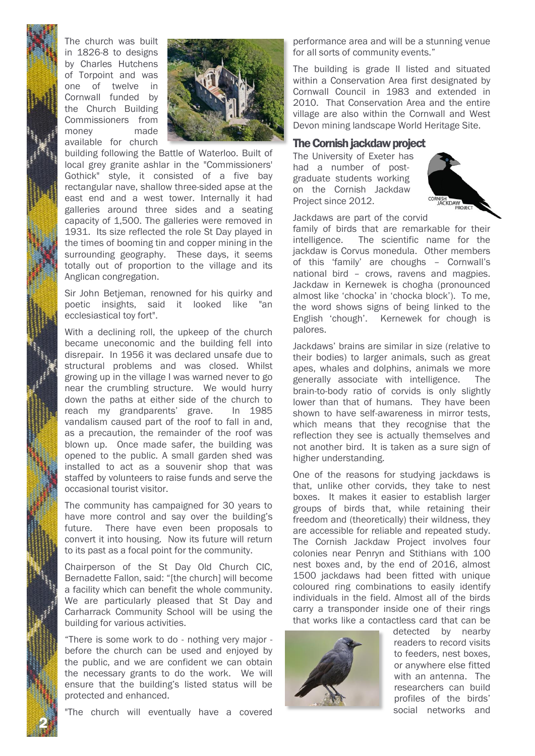The church was built in 1826-8 to designs by Charles Hutchens of Torpoint and was one of twelve in Cornwall funded by the Church Building Commissioners from money made available for church building following the Battle of Waterloo. Built of local grey granite ashlar in the "Commissioners' Gothick" style, it consisted of a five bay rectangular nave, shallow three-sided apse at the east end and a west tower. Internally it had galleries around three sides and a seating capacity of 1,500. The galleries were removed in 1931. Its size reflected the role St Day played in the times of booming tin and copper mining in the surrounding geography. These days, it seems totally out of proportion to the village and its Anglican congregation.

Sir John Betjeman, renowned for his quirky and poetic insights, said it looked like "an ecclesiastical toy fort".

With a declining roll, the upkeep of the church became uneconomic and the building fell into disrepair. In 1956 it was declared unsafe due to structural problems and was closed. Whilst growing up in the village I was warned never to go near the crumbling structure. We would hurry down the paths at either side of the church to reach my grandparents' grave. In 1985 vandalism caused part of the roof to fall in and, as a precaution, the remainder of the roof was blown up. Once made safer, the building was opened to the public. A small garden shed was installed to act as a souvenir shop that was staffed by volunteers to raise funds and serve the occasional tourist visitor.

The community has campaigned for 30 years to have more control and say over the building's future. There have even been proposals to convert it into housing. Now its future will return to its past as a focal point for the community.

Chairperson of the St Day Old Church CIC, Bernadette Fallon, said: "[the church] will become a facility which can benefit the whole community. We are particularly pleased that St Day and Carharrack Community School will be using the building for various activities.

"There is some work to do - nothing very major - before the church can be used and enjoyed by the public, and we are confident we can obtain the necessary grants to do the work. We will ensure that the building's listed status will be protected and enhanced.

"The church will eventually have a covered performance area and will be a stunning venue for all sorts of community events."

The building is grade II listed and situated within a Conservation Area first designated by Cornwall Council in 1983 and extended in 2010. That Conservation Area and the entire village are also within the Cornwall and West Devon mining landscape World Heritage Site.

## The Cornish jackdaw project

The University of Exeter has had a number of post-graduate students working on the Cornish Jackdaw Project since 2012.

Jackdaws are part of the corvid family of birds that are remarkable for their intelligence. The scientific name for the jackdaw is Corvus monedula. Other members of this 'family' are choughs – Cornwall's national bird – crows, ravens and magpies. Jackdaw in Kernewek is chogha (pronounced almost like 'chocka' in 'chocka block'). To me, the word shows signs of being linked to the English 'chough'. Kernewek for chough is palores.

Jackdaws' brains are similar in size (relative to their bodies) to larger animals, such as great apes, whales and dolphins, animals we more generally associate with intelligence. The brain-to-body ratio of corvids is only slightly lower than that of humans. They have been shown to have self-awareness in mirror tests, which means that they recognise that the reflection they see is actually themselves and not another bird. It is taken as a sure sign of higher understanding.

One of the reasons for studying jackdaws is that, unlike other corvids, they take to nest boxes. It makes it easier to establish larger groups of birds that, while retaining their freedom and (theoretically) their wildness, they are accessible for reliable and repeated study. The Cornish Jackdaw Project involves four colonies near Penryn and Stithians with 100 nest boxes and, by the end of 2016, almost 1500 jackdaws had been fitted with unique coloured ring combinations to easily identify individuals in the field. Almost all of the birds carry a transponder inside one of their rings that works like a contactless card that can be detected by nearby readers to record visits to feeders, nest boxes, or anywhere else fitted with an antenna. The researchers can build profiles of the birds' social networks and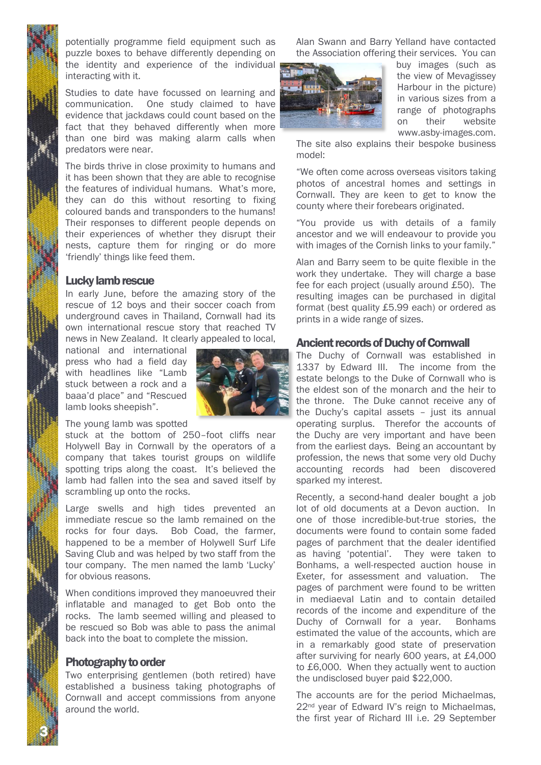potentially programme field equipment such as puzzle boxes to behave differently depending on the identity and experience of the individual interacting with it.

Studies to date have focussed on learning and communication. One study claimed to have evidence that jackdaws could count based on the fact that they behaved differently when more than one bird was making alarm calls when predators were near.

The birds thrive in close proximity to humans and it has been shown that they are able to recognise the features of individual humans. What's more, they can do this without resorting to fixing coloured bands and transponders to the humans! Their responses to different people depends on their experiences of whether they disrupt their nests, capture them for ringing or do more 'friendly' things like feed them.

## Lucky lamb rescue

In early June, before the amazing story of the rescue of 12 boys and their soccer coach from underground caves in Thailand, Cornwall had its own international rescue story that reached TV news in New Zealand. It clearly appealed to local, national and international press who had a field day with headlines like "Lamb stuck between a rock and a baaa'd place" and "Rescued lamb looks sheepish".

The young lamb was spotted stuck at the bottom of 250–foot cliffs near Holywell Bay in Cornwall by the operators of a company that takes tourist groups on wildlife spotting trips along the coast. It's believed the lamb had fallen into the sea and saved itself by scrambling up onto the rocks.

Large swells and high tides prevented an immediate rescue so the lamb remained on the rocks for four days. Bob Coad, the farmer, happened to be a member of Holywell Surf Life Saving Club and was helped by two staff from the tour company. The men named the lamb 'Lucky' for obvious reasons.

When conditions improved they manoeuvred their inflatable and managed to get Bob onto the rocks. The lamb seemed willing and pleased to be rescued so Bob was able to pass the animal back into the boat to complete the mission.

## Photography to order

Two enterprising gentlemen (both retired) have established a business taking photographs of Cornwall and accept commissions from anyone around the world.

Alan Swann and Barry Yelland have contacted the Association offering their services. You can buy images (such as the view of Mevagissey Harbour in the picture) in various sizes from a range of photographs on their website www.asby-images.com. The site also explains their bespoke business model:

"We often come across overseas visitors taking photos of ancestral homes and settings in Cornwall. They are keen to get to know the county where their forebears originated.

"You provide us with details of a family ancestor and we will endeavour to provide you with images of the Cornish links to your family."

Alan and Barry seem to be quite flexible in the work they undertake. They will charge a base fee for each project (usually around £50). The resulting images can be purchased in digital format (best quality £5.99 each) or ordered as prints in a wide range of sizes.

## Ancient records of Duchy of Cornwall

The Duchy of Cornwall was established in 1337 by Edward III. The income from the estate belongs to the Duke of Cornwall who is the eldest son of the monarch and the heir to the throne. The Duke cannot receive any of the Duchy's capital assets – just its annual operating surplus. Therefor the accounts of the Duchy are very important and have been from the earliest days. Being an accountant by profession, the news that some very old Duchy accounting records had been discovered sparked my interest.

Recently, a second-hand dealer bought a job lot of old documents at a Devon auction. In one of those incredible-but-true stories, the documents were found to contain some faded pages of parchment that the dealer identified as having 'potential'. They were taken to Bonhams, a well-respected auction house in Exeter, for assessment and valuation. The pages of parchment were found to be written in mediaeval Latin and to contain detailed records of the income and expenditure of the Duchy of Cornwall for a year. Bonhams estimated the value of the accounts, which are in a remarkably good state of preservation after surviving for nearly 600 years, at £4,000 to £6,000. When they actually went to auction the undisclosed buyer paid $22,000.

The accounts are for the period Michaelmas, 22nd year of Edward IV's reign to Michaelmas, the first year of Richard III i.e. 29 September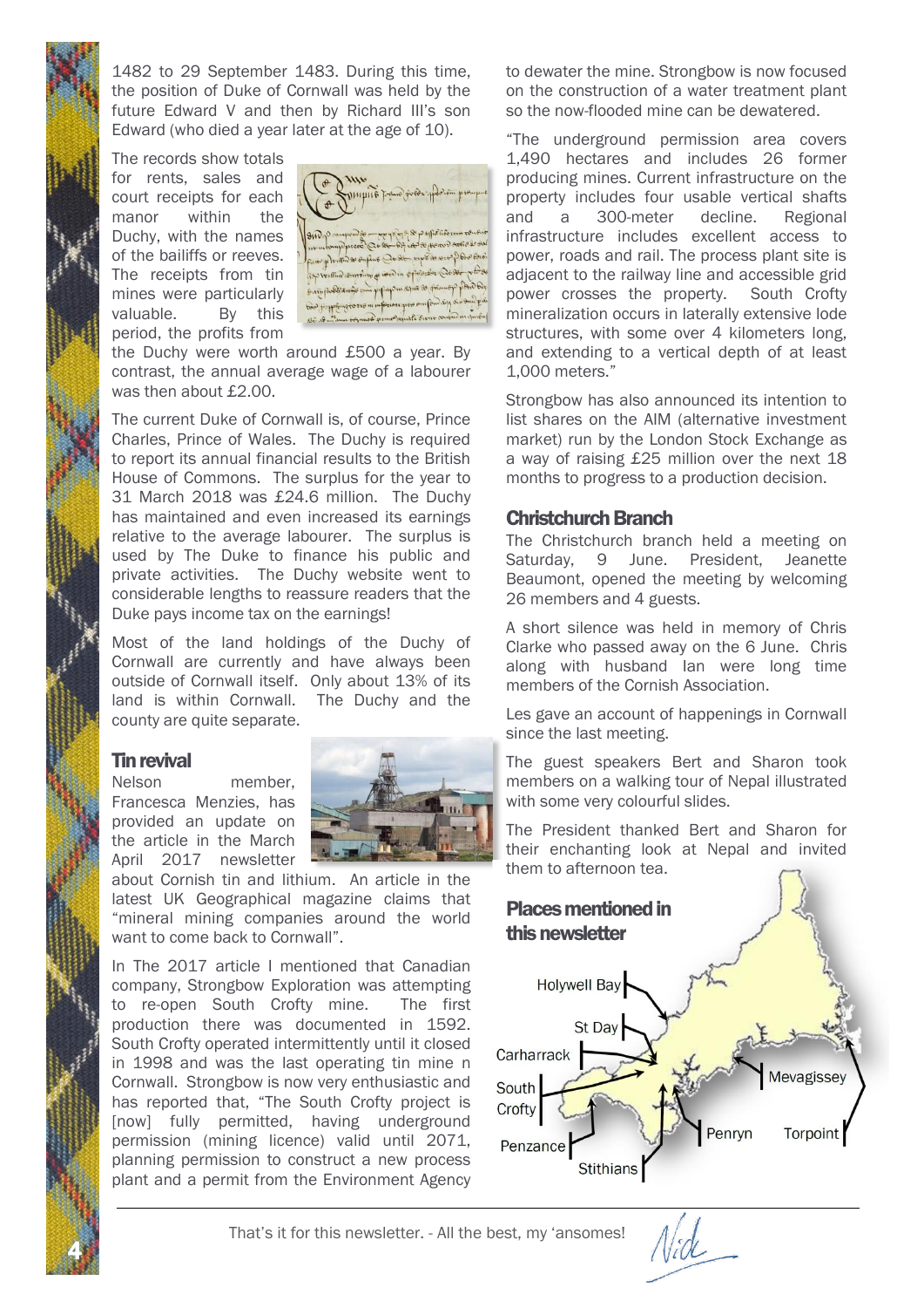1482 to 29 September 1483. During this time, the position of Duke of Cornwall was held by the future Edward V and then by Richard III's son Edward (who died a year later at the age of 10).

The records show totals for rents, sales and court receipts for each manor within the Duchy, with the names of the bailiffs or reeves. The receipts from tin mines were particularly valuable. By this period, the profits from the Duchy were worth around £500 a year. By contrast, the annual average wage of a labourer was then about £2.00.

The current Duke of Cornwall is, of course, Prince Charles, Prince of Wales. The Duchy is required to report its annual financial results to the British House of Commons. The surplus for the year to 31 March 2018 was £24.6 million. The Duchy has maintained and even increased its earnings relative to the average labourer. The surplus is used by The Duke to finance his public and private activities. The Duchy website went to considerable lengths to reassure readers that the Duke pays income tax on the earnings!

Most of the land holdings of the Duchy of Cornwall are currently and have always been outside of Cornwall itself. Only about 13% of its land is within Cornwall. The Duchy and the county are quite separate.

## Tin revival

Nelson member, Francesca Menzies, has provided an update on the article in the March April 2017 newsletter about Cornish tin and lithium. An article in the latest UK Geographical magazine claims that "mineral mining companies around the world want to come back to Cornwall".

In The 2017 article I mentioned that Canadian company, Strongbow Exploration was attempting to re-open South Crofty mine. The first production there was documented in 1592. South Crofty operated intermittently until it closed in 1998 and was the last operating tin mine n Cornwall. Strongbow is now very enthusiastic and has reported that, "The South Crofty project is [now] fully permitted, having underground permission (mining licence) valid until 2071, planning permission to construct a new process plant and a permit from the Environment Agency to dewater the mine. Strongbow is now focused on the construction of a water treatment plant so the now-flooded mine can be dewatered.

"The underground permission area covers 1,490 hectares and includes 26 former producing mines. Current infrastructure on the property includes four usable vertical shafts and a 300-meter decline. Regional infrastructure includes excellent access to power, roads and rail. The process plant site is adjacent to the railway line and accessible grid power crosses the property. South Crofty mineralization occurs in laterally extensive lode structures, with some over 4 kilometers long, and extending to a vertical depth of at least 1,000 meters."

Strongbow has also announced its intention to list shares on the AIM (alternative investment market) run by the London Stock Exchange as a way of raising £25 million over the next 18 months to progress to a production decision.

## Christchurch Branch

The Christchurch branch held a meeting on Saturday, 9 June. President, Jeanette Beaumont, opened the meeting by welcoming 26 members and 4 guests.

A short silence was held in memory of Chris Clarke who passed away on the 6 June. Chris along with husband Ian were long time members of the Cornish Association.

Les gave an account of happenings in Cornwall since the last meeting.

The guest speakers Bert and Sharon took members on a walking tour of Nepal illustrated with some very colourful slides.

The President thanked Bert and Sharon for their enchanting look at Nepal and invited them to afternoon tea.

## Places mentioned in this newsletter

Holywell Bay
St Day
Carharrack
South Crofty
Penzance
Stithians
Penryn
Mevagissey
Torpoint

That's it for this newsletter. - All the best, my 'ansomes!

Nick